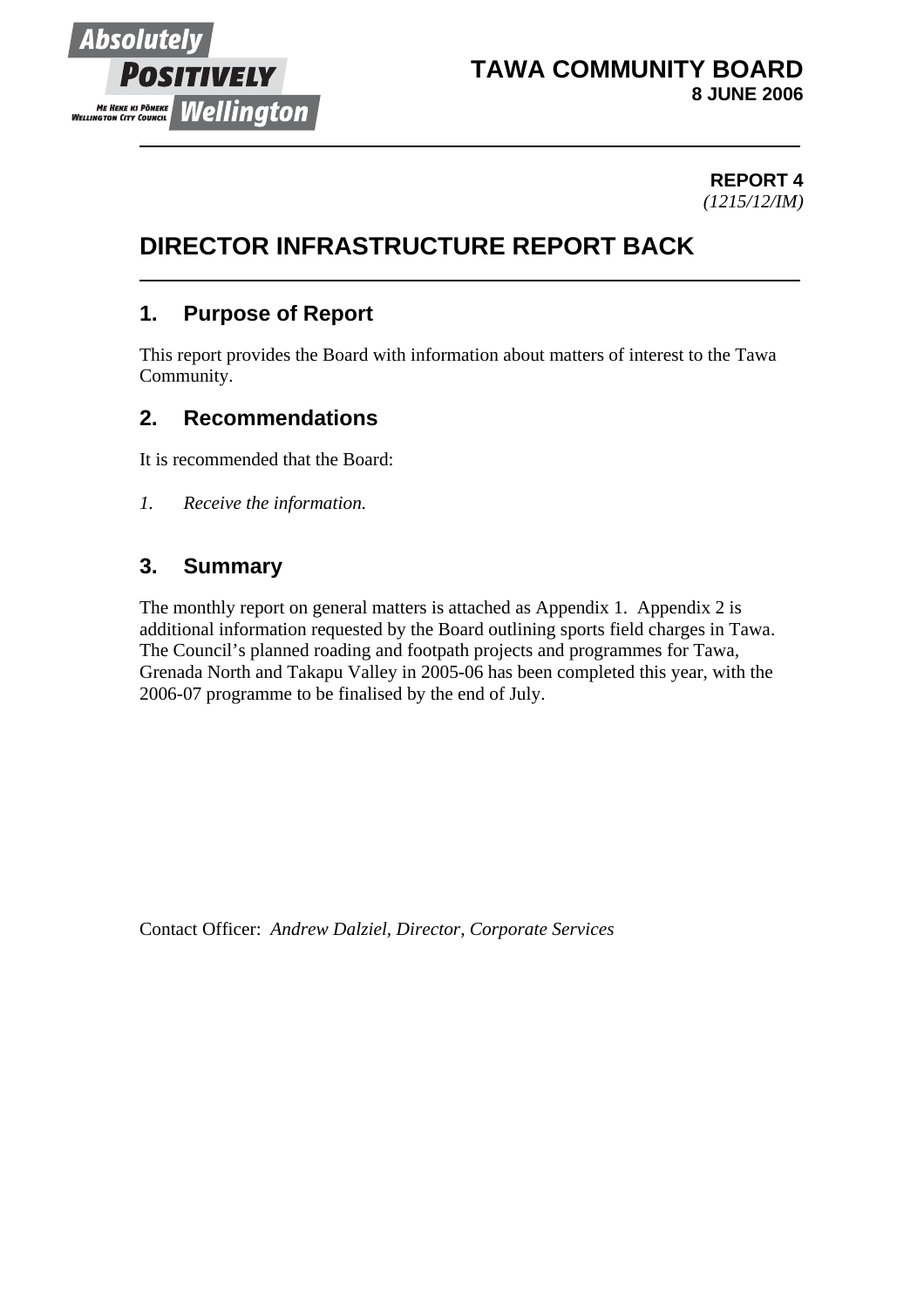**TAWA COMMUNITY BOARD**
**8 JUNE 2006**

**REPORT 4**
*(1215/12/IM)*

# DIRECTOR INFRASTRUCTURE REPORT BACK

## 1. Purpose of Report

This report provides the Board with information about matters of interest to the Tawa Community.

## 2. Recommendations

It is recommended that the Board:

*1. Receive the information.*

## 3. Summary

The monthly report on general matters is attached as Appendix 1. Appendix 2 is additional information requested by the Board outlining sports field charges in Tawa. The Council's planned roading and footpath projects and programmes for Tawa, Grenada North and Takapu Valley in 2005-06 has been completed this year, with the 2006-07 programme to be finalised by the end of July.

Contact Officer: *Andrew Dalziel, Director, Corporate Services*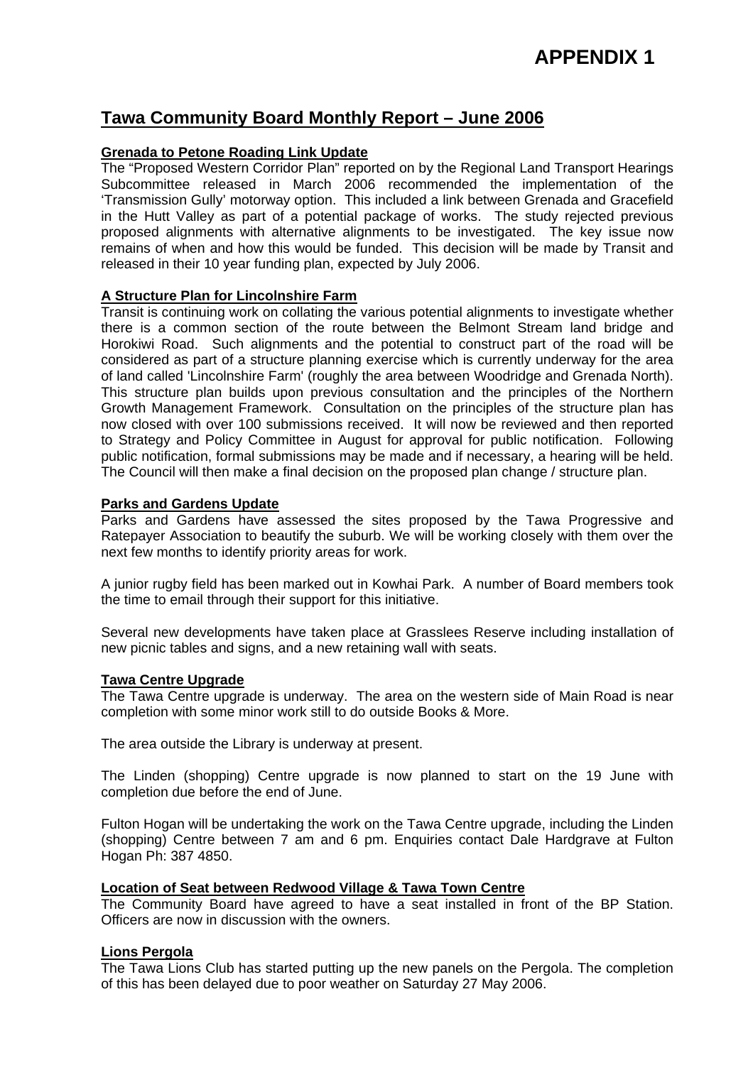# APPENDIX 1

## Tawa Community Board Monthly Report – June 2006

### Grenada to Petone Roading Link Update

The "Proposed Western Corridor Plan" reported on by the Regional Land Transport Hearings Subcommittee released in March 2006 recommended the implementation of the 'Transmission Gully' motorway option. This included a link between Grenada and Gracefield in the Hutt Valley as part of a potential package of works. The study rejected previous proposed alignments with alternative alignments to be investigated. The key issue now remains of when and how this would be funded. This decision will be made by Transit and released in their 10 year funding plan, expected by July 2006.

### A Structure Plan for Lincolnshire Farm

Transit is continuing work on collating the various potential alignments to investigate whether there is a common section of the route between the Belmont Stream land bridge and Horokiwi Road. Such alignments and the potential to construct part of the road will be considered as part of a structure planning exercise which is currently underway for the area of land called 'Lincolnshire Farm' (roughly the area between Woodridge and Grenada North). This structure plan builds upon previous consultation and the principles of the Northern Growth Management Framework. Consultation on the principles of the structure plan has now closed with over 100 submissions received. It will now be reviewed and then reported to Strategy and Policy Committee in August for approval for public notification. Following public notification, formal submissions may be made and if necessary, a hearing will be held. The Council will then make a final decision on the proposed plan change / structure plan.

### Parks and Gardens Update

Parks and Gardens have assessed the sites proposed by the Tawa Progressive and Ratepayer Association to beautify the suburb. We will be working closely with them over the next few months to identify priority areas for work.

A junior rugby field has been marked out in Kowhai Park. A number of Board members took the time to email through their support for this initiative.

Several new developments have taken place at Grasslees Reserve including installation of new picnic tables and signs, and a new retaining wall with seats.

### Tawa Centre Upgrade

The Tawa Centre upgrade is underway. The area on the western side of Main Road is near completion with some minor work still to do outside Books & More.

The area outside the Library is underway at present.

The Linden (shopping) Centre upgrade is now planned to start on the 19 June with completion due before the end of June.

Fulton Hogan will be undertaking the work on the Tawa Centre upgrade, including the Linden (shopping) Centre between 7 am and 6 pm. Enquiries contact Dale Hardgrave at Fulton Hogan Ph: 387 4850.

### Location of Seat between Redwood Village & Tawa Town Centre

The Community Board have agreed to have a seat installed in front of the BP Station. Officers are now in discussion with the owners.

### Lions Pergola

The Tawa Lions Club has started putting up the new panels on the Pergola. The completion of this has been delayed due to poor weather on Saturday 27 May 2006.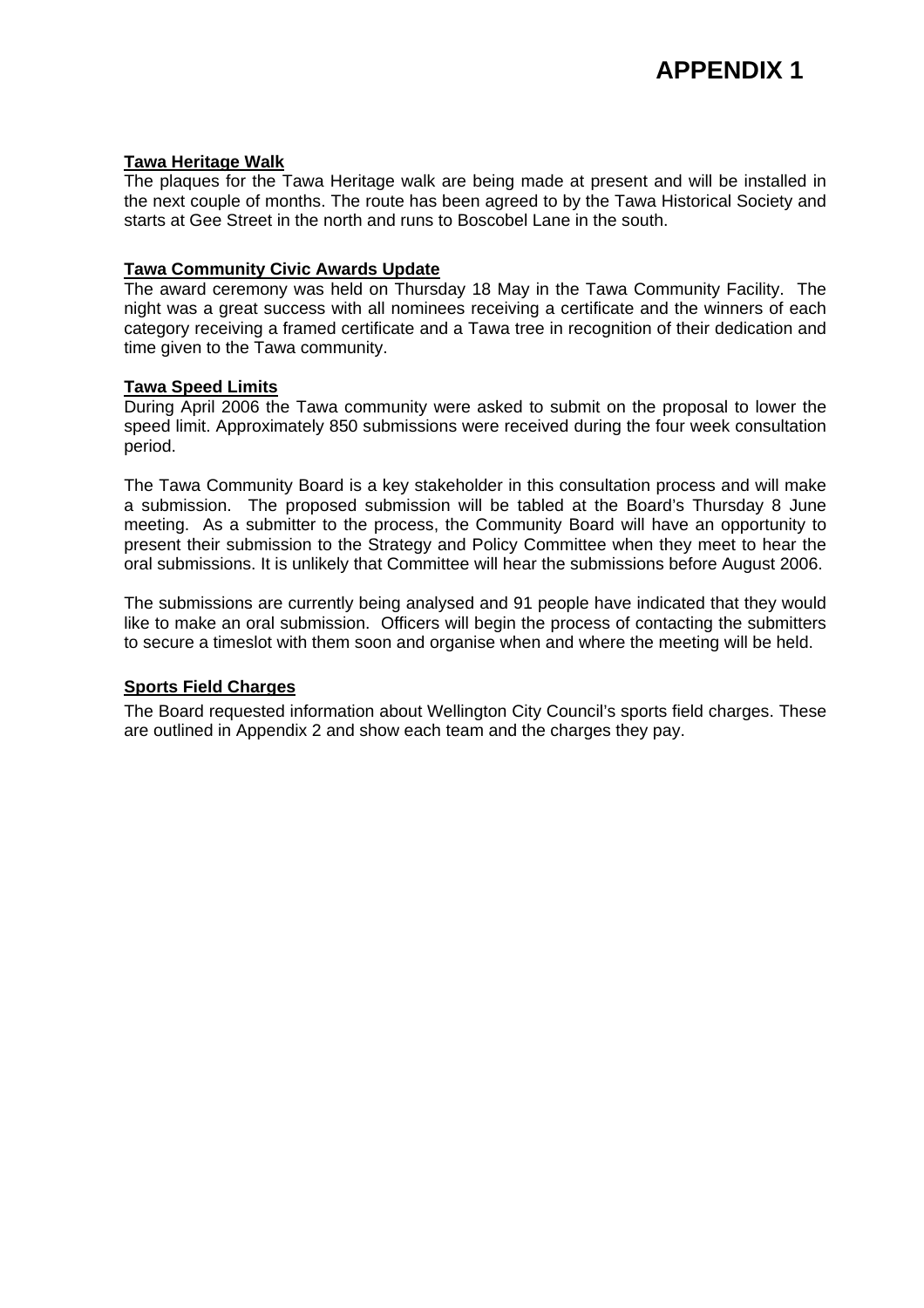# APPENDIX 1

**Tawa Heritage Walk**

The plaques for the Tawa Heritage walk are being made at present and will be installed in the next couple of months. The route has been agreed to by the Tawa Historical Society and starts at Gee Street in the north and runs to Boscobel Lane in the south.

**Tawa Community Civic Awards Update**

The award ceremony was held on Thursday 18 May in the Tawa Community Facility. The night was a great success with all nominees receiving a certificate and the winners of each category receiving a framed certificate and a Tawa tree in recognition of their dedication and time given to the Tawa community.

**Tawa Speed Limits**

During April 2006 the Tawa community were asked to submit on the proposal to lower the speed limit. Approximately 850 submissions were received during the four week consultation period.

The Tawa Community Board is a key stakeholder in this consultation process and will make a submission. The proposed submission will be tabled at the Board's Thursday 8 June meeting. As a submitter to the process, the Community Board will have an opportunity to present their submission to the Strategy and Policy Committee when they meet to hear the oral submissions. It is unlikely that Committee will hear the submissions before August 2006.

The submissions are currently being analysed and 91 people have indicated that they would like to make an oral submission. Officers will begin the process of contacting the submitters to secure a timeslot with them soon and organise when and where the meeting will be held.

**Sports Field Charges**

The Board requested information about Wellington City Council's sports field charges. These are outlined in Appendix 2 and show each team and the charges they pay.